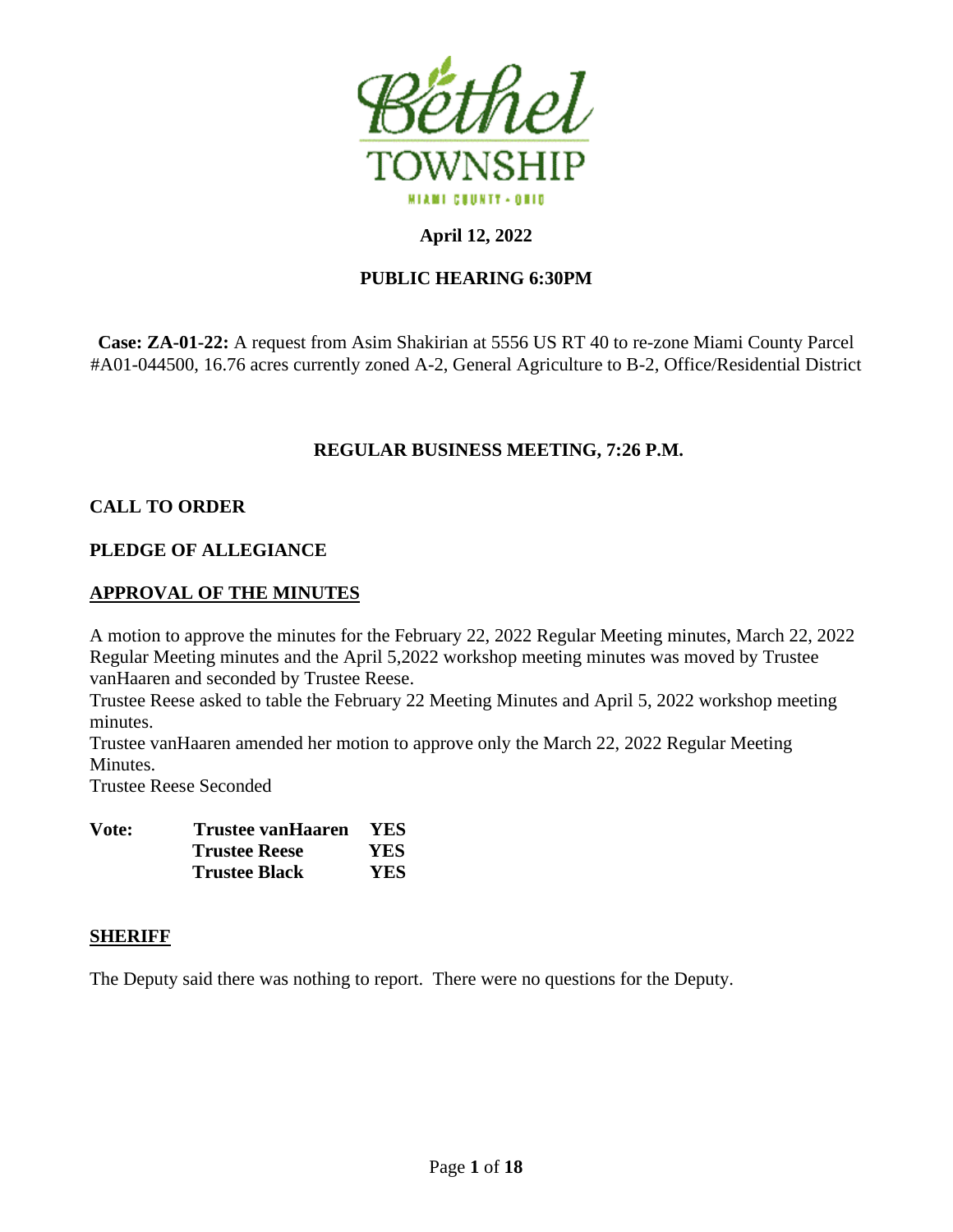Bethel TOWNSHIP

MIAMI COUNTY - OHIO

**April 12, 2022**

**PUBLIC HEARING 6:30PM**

**Case: ZA-01-22:** A request from Asim Shakirian at 5556 US RT 40 to re-zone Miami County Parcel #A01-044500, 16.76 acres currently zoned A-2, General Agriculture to B-2, Office/Residential District

**REGULAR BUSINESS MEETING, 7:26 P.M.**

**CALL TO ORDER**

**PLEDGE OF ALLEGIANCE**

**APPROVAL OF THE MINUTES**

A motion to approve the minutes for the February 22, 2022 Regular Meeting minutes, March 22, 2022 Regular Meeting minutes and the April 5,2022 workshop meeting minutes was moved by Trustee vanHaaren and seconded by Trustee Reese.

Trustee Reese asked to table the February 22 Meeting Minutes and April 5, 2022 workshop meeting minutes.

Trustee vanHaaren amended her motion to approve only the March 22, 2022 Regular Meeting Minutes.

Trustee Reese Seconded

| **Vote:** | **Trustee vanHaaren** | **YES** |
|---|---|---|
| | **Trustee Reese** | **YES** |
| | **Trustee Black** | **YES** |

**SHERIFF**

The Deputy said there was nothing to report. There were no questions for the Deputy.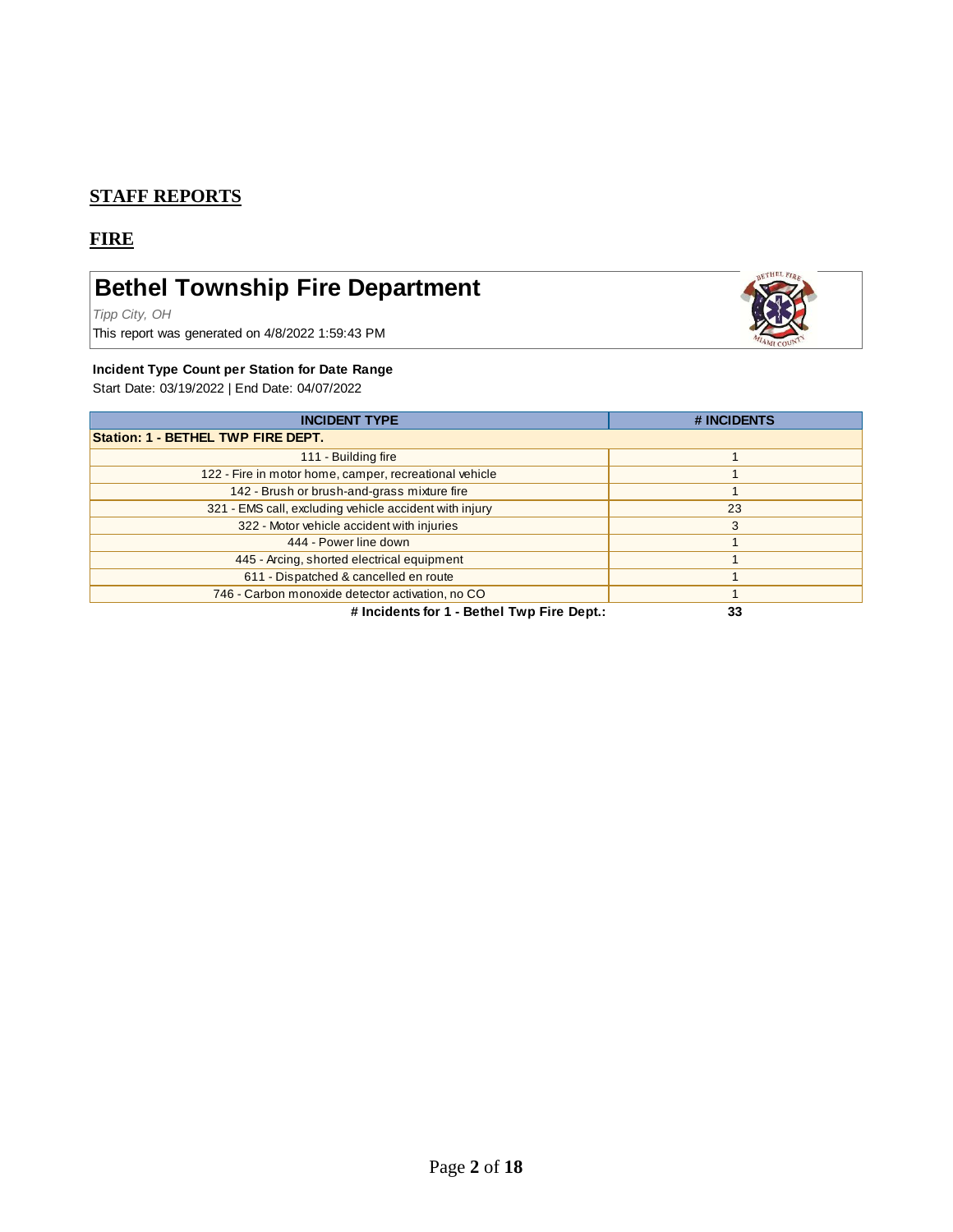## STAFF REPORTS

## FIRE

# Bethel Township Fire Department

*Tipp City, OH*

This report was generated on 4/8/2022 1:59:43 PM

**Incident Type Count per Station for Date Range**

Start Date: 03/19/2022 | End Date: 04/07/2022

| INCIDENT TYPE | # INCIDENTS |
|---|---|
| **Station: 1 - BETHEL TWP FIRE DEPT.** | |
| 111 - Building fire | 1 |
| 122 - Fire in motor home, camper, recreational vehicle | 1 |
| 142 - Brush or brush-and-grass mixture fire | 1 |
| 321 - EMS call, excluding vehicle accident with injury | 23 |
| 322 - Motor vehicle accident with injuries | 3 |
| 444 - Power line down | 1 |
| 445 - Arcing, shorted electrical equipment | 1 |
| 611 - Dispatched & cancelled en route | 1 |
| 746 - Carbon monoxide detector activation, no CO | 1 |
| **# Incidents for 1 - Bethel Twp Fire Dept.:** | **33** |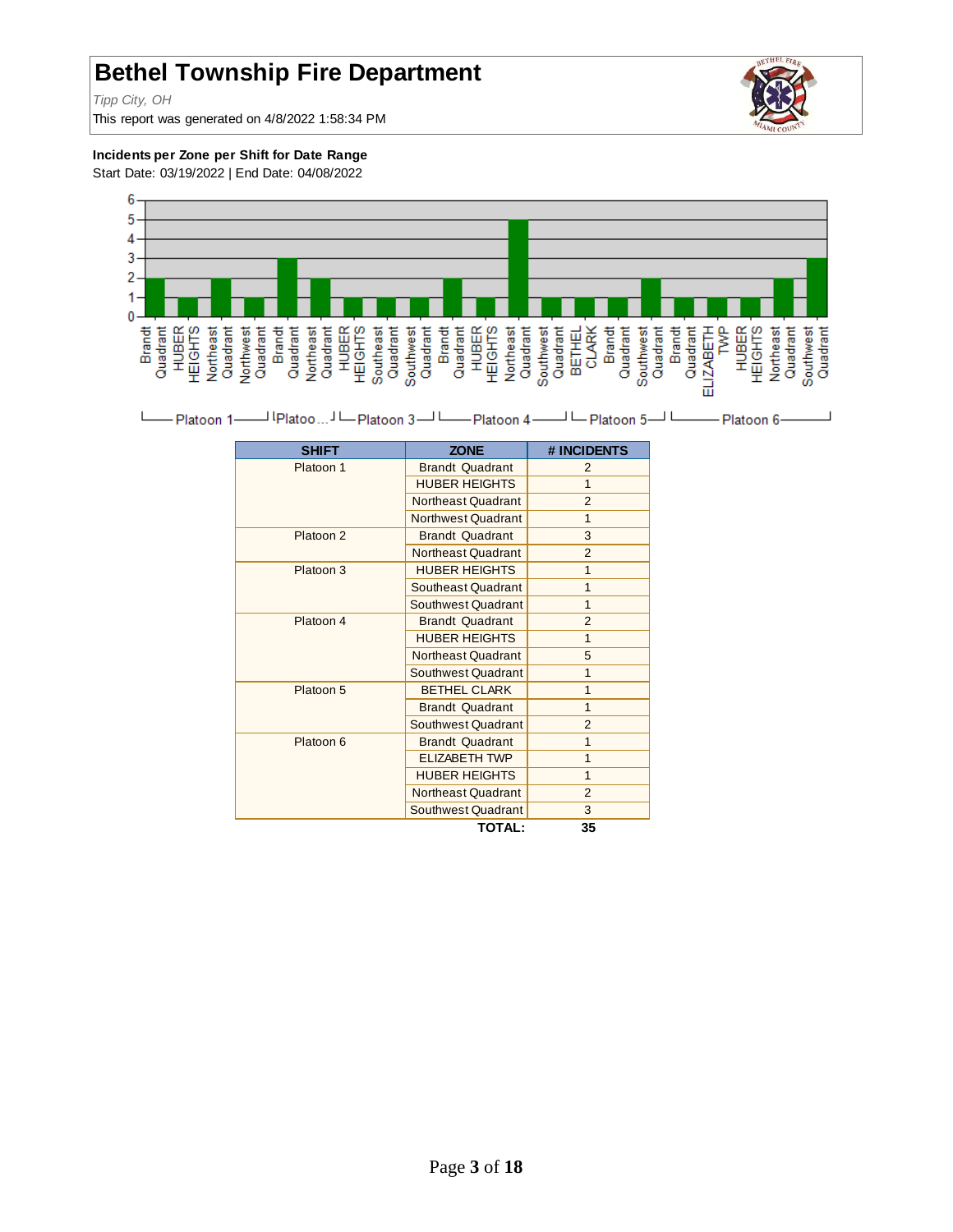# Bethel Township Fire Department

*Tipp City, OH*

This report was generated on 4/8/2022 1:58:34 PM

**Incidents per Zone per Shift for Date Range**

Start Date: 03/19/2022 | End Date: 04/08/2022

| SHIFT | ZONE | # INCIDENTS |
|---|---|---|
| Platoon 1 | Brandt Quadrant | 2 |
| | HUBER HEIGHTS | 1 |
| | Northeast Quadrant | 2 |
| | Northwest Quadrant | 1 |
| Platoon 2 | Brandt Quadrant | 3 |
| | Northeast Quadrant | 2 |
| Platoon 3 | HUBER HEIGHTS | 1 |
| | Southeast Quadrant | 1 |
| | Southwest Quadrant | 1 |
| Platoon 4 | Brandt Quadrant | 2 |
| | HUBER HEIGHTS | 1 |
| | Northeast Quadrant | 5 |
| | Southwest Quadrant | 1 |
| Platoon 5 | BETHEL CLARK | 1 |
| | Brandt Quadrant | 1 |
| | Southwest Quadrant | 2 |
| Platoon 6 | Brandt Quadrant | 1 |
| | ELIZABETH TWP | 1 |
| | HUBER HEIGHTS | 1 |
| | Northeast Quadrant | 2 |
| | Southwest Quadrant | 3 |
| | **TOTAL:** | **35** |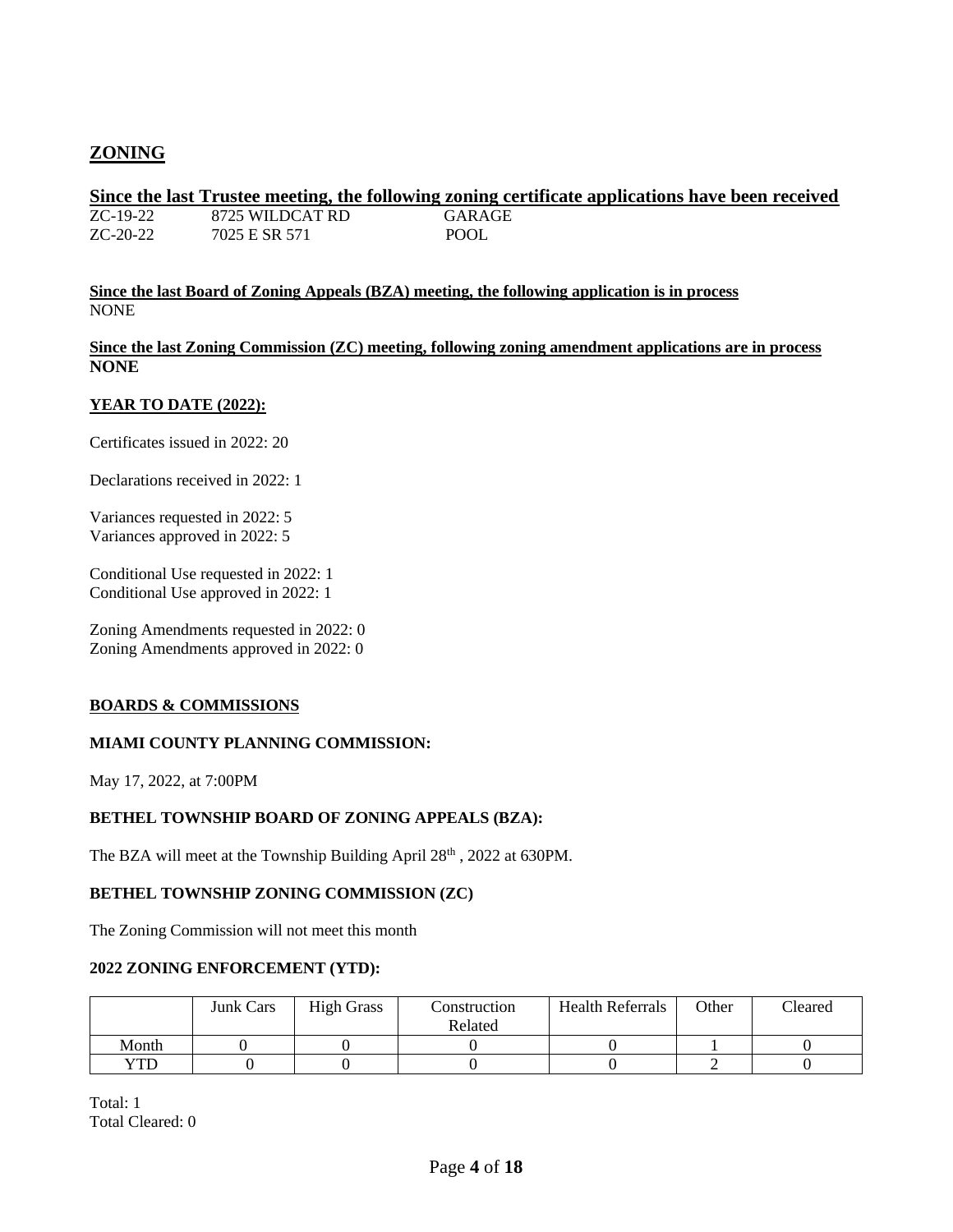## ZONING

**Since the last Trustee meeting, the following zoning certificate applications have been received**

| | | |
|---|---|---|
| ZC-19-22 | 8725 WILDCAT RD | GARAGE |
| ZC-20-22 | 7025 E SR 571 | POOL |

**Since the last Board of Zoning Appeals (BZA) meeting, the following application is in process**
NONE

**Since the last Zoning Commission (ZC) meeting, following zoning amendment applications are in process**
**NONE**

**YEAR TO DATE (2022):**

Certificates issued in 2022: 20

Declarations received in 2022: 1

Variances requested in 2022: 5
Variances approved in 2022: 5

Conditional Use requested in 2022: 1
Conditional Use approved in 2022: 1

Zoning Amendments requested in 2022: 0
Zoning Amendments approved in 2022: 0

**BOARDS & COMMISSIONS**

**MIAMI COUNTY PLANNING COMMISSION:**

May 17, 2022, at 7:00PM

**BETHEL TOWNSHIP BOARD OF ZONING APPEALS (BZA):**

The BZA will meet at the Township Building April 28th , 2022 at 630PM.

**BETHEL TOWNSHIP ZONING COMMISSION (ZC)**

The Zoning Commission will not meet this month

**2022 ZONING ENFORCEMENT (YTD):**

| | Junk Cars | High Grass | Construction Related | Health Referrals | Other | Cleared |
|---|---|---|---|---|---|---|
| Month | 0 | 0 | 0 | 0 | 1 | 0 |
| YTD | 0 | 0 | 0 | 0 | 2 | 0 |

Total: 1
Total Cleared: 0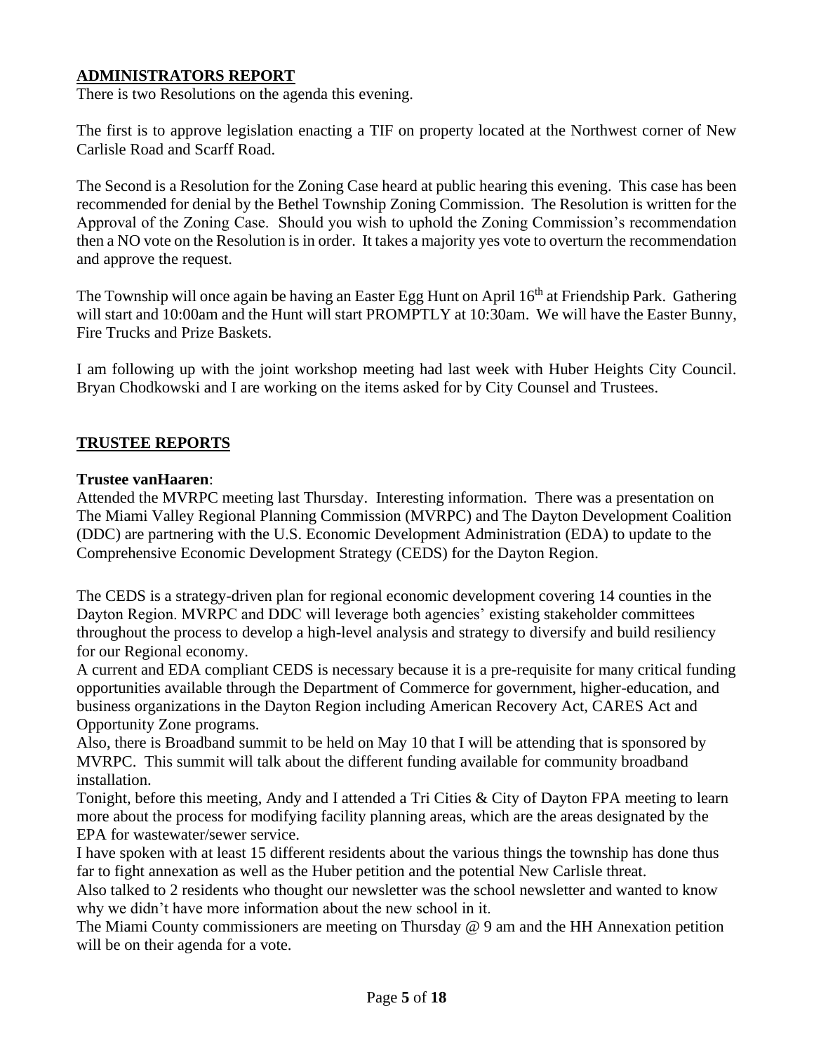## ADMINISTRATORS REPORT

There is two Resolutions on the agenda this evening.

The first is to approve legislation enacting a TIF on property located at the Northwest corner of New Carlisle Road and Scarff Road.

The Second is a Resolution for the Zoning Case heard at public hearing this evening. This case has been recommended for denial by the Bethel Township Zoning Commission. The Resolution is written for the Approval of the Zoning Case. Should you wish to uphold the Zoning Commission's recommendation then a NO vote on the Resolution is in order. It takes a majority yes vote to overturn the recommendation and approve the request.

The Township will once again be having an Easter Egg Hunt on April 16th at Friendship Park. Gathering will start and 10:00am and the Hunt will start PROMPTLY at 10:30am. We will have the Easter Bunny, Fire Trucks and Prize Baskets.

I am following up with the joint workshop meeting had last week with Huber Heights City Council. Bryan Chodkowski and I are working on the items asked for by City Counsel and Trustees.

## TRUSTEE REPORTS

**Trustee vanHaaren**:

Attended the MVRPC meeting last Thursday. Interesting information. There was a presentation on The Miami Valley Regional Planning Commission (MVRPC) and The Dayton Development Coalition (DDC) are partnering with the U.S. Economic Development Administration (EDA) to update to the Comprehensive Economic Development Strategy (CEDS) for the Dayton Region.

The CEDS is a strategy-driven plan for regional economic development covering 14 counties in the Dayton Region. MVRPC and DDC will leverage both agencies' existing stakeholder committees throughout the process to develop a high-level analysis and strategy to diversify and build resiliency for our Regional economy.

A current and EDA compliant CEDS is necessary because it is a pre-requisite for many critical funding opportunities available through the Department of Commerce for government, higher-education, and business organizations in the Dayton Region including American Recovery Act, CARES Act and Opportunity Zone programs.

Also, there is Broadband summit to be held on May 10 that I will be attending that is sponsored by MVRPC. This summit will talk about the different funding available for community broadband installation.

Tonight, before this meeting, Andy and I attended a Tri Cities & City of Dayton FPA meeting to learn more about the process for modifying facility planning areas, which are the areas designated by the EPA for wastewater/sewer service.

I have spoken with at least 15 different residents about the various things the township has done thus far to fight annexation as well as the Huber petition and the potential New Carlisle threat.

Also talked to 2 residents who thought our newsletter was the school newsletter and wanted to know why we didn't have more information about the new school in it.

The Miami County commissioners are meeting on Thursday @ 9 am and the HH Annexation petition will be on their agenda for a vote.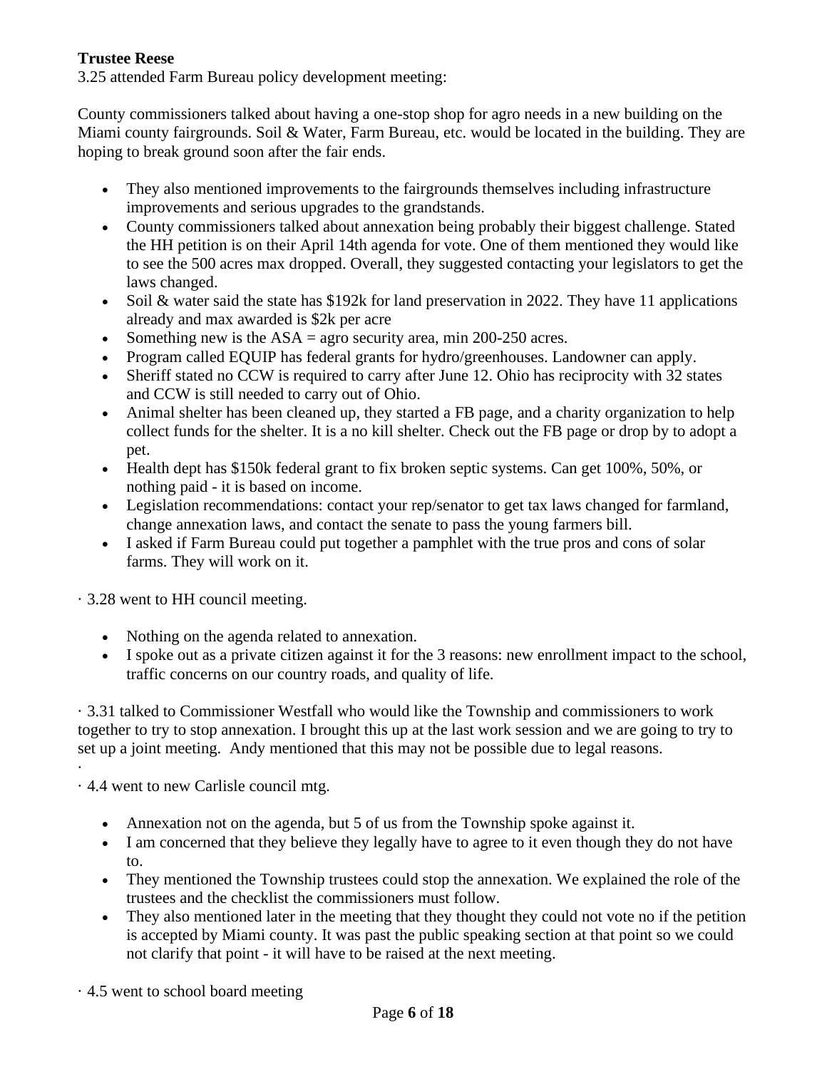**Trustee Reese**

3.25 attended Farm Bureau policy development meeting:

County commissioners talked about having a one-stop shop for agro needs in a new building on the Miami county fairgrounds. Soil & Water, Farm Bureau, etc. would be located in the building. They are hoping to break ground soon after the fair ends.

- They also mentioned improvements to the fairgrounds themselves including infrastructure improvements and serious upgrades to the grandstands.
- County commissioners talked about annexation being probably their biggest challenge. Stated the HH petition is on their April 14th agenda for vote. One of them mentioned they would like to see the 500 acres max dropped. Overall, they suggested contacting your legislators to get the laws changed.
- Soil & water said the state has $192k for land preservation in 2022. They have 11 applications already and max awarded is $2k per acre
- Something new is the ASA = agro security area, min 200-250 acres.
- Program called EQUIP has federal grants for hydro/greenhouses. Landowner can apply.
- Sheriff stated no CCW is required to carry after June 12. Ohio has reciprocity with 32 states and CCW is still needed to carry out of Ohio.
- Animal shelter has been cleaned up, they started a FB page, and a charity organization to help collect funds for the shelter. It is a no kill shelter. Check out the FB page or drop by to adopt a pet.
- Health dept has $150k federal grant to fix broken septic systems. Can get 100%, 50%, or nothing paid - it is based on income.
- Legislation recommendations: contact your rep/senator to get tax laws changed for farmland, change annexation laws, and contact the senate to pass the young farmers bill.
- I asked if Farm Bureau could put together a pamphlet with the true pros and cons of solar farms. They will work on it.

· 3.28 went to HH council meeting.

- Nothing on the agenda related to annexation.
- I spoke out as a private citizen against it for the 3 reasons: new enrollment impact to the school, traffic concerns on our country roads, and quality of life.

· 3.31 talked to Commissioner Westfall who would like the Township and commissioners to work together to try to stop annexation. I brought this up at the last work session and we are going to try to set up a joint meeting. Andy mentioned that this may not be possible due to legal reasons.

·

· 4.4 went to new Carlisle council mtg.

- Annexation not on the agenda, but 5 of us from the Township spoke against it.
- I am concerned that they believe they legally have to agree to it even though they do not have to.
- They mentioned the Township trustees could stop the annexation. We explained the role of the trustees and the checklist the commissioners must follow.
- They also mentioned later in the meeting that they thought they could not vote no if the petition is accepted by Miami county. It was past the public speaking section at that point so we could not clarify that point - it will have to be raised at the next meeting.

· 4.5 went to school board meeting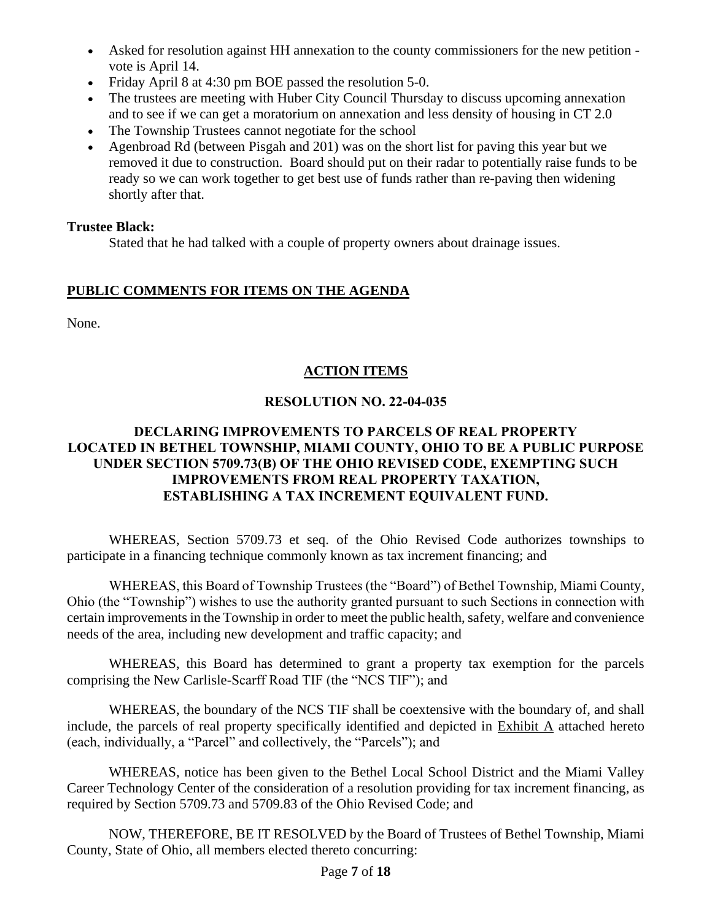- Asked for resolution against HH annexation to the county commissioners for the new petition - vote is April 14.
- Friday April 8 at 4:30 pm BOE passed the resolution 5-0.
- The trustees are meeting with Huber City Council Thursday to discuss upcoming annexation and to see if we can get a moratorium on annexation and less density of housing in CT 2.0
- The Township Trustees cannot negotiate for the school
- Agenbroad Rd (between Pisgah and 201) was on the short list for paving this year but we removed it due to construction. Board should put on their radar to potentially raise funds to be ready so we can work together to get best use of funds rather than re-paving then widening shortly after that.

**Trustee Black:**

Stated that he had talked with a couple of property owners about drainage issues.

## PUBLIC COMMENTS FOR ITEMS ON THE AGENDA

None.

## ACTION ITEMS

### RESOLUTION NO. 22-04-035

### DECLARING IMPROVEMENTS TO PARCELS OF REAL PROPERTY LOCATED IN BETHEL TOWNSHIP, MIAMI COUNTY, OHIO TO BE A PUBLIC PURPOSE UNDER SECTION 5709.73(B) OF THE OHIO REVISED CODE, EXEMPTING SUCH IMPROVEMENTS FROM REAL PROPERTY TAXATION, ESTABLISHING A TAX INCREMENT EQUIVALENT FUND.

WHEREAS, Section 5709.73 et seq. of the Ohio Revised Code authorizes townships to participate in a financing technique commonly known as tax increment financing; and

WHEREAS, this Board of Township Trustees (the "Board") of Bethel Township, Miami County, Ohio (the "Township") wishes to use the authority granted pursuant to such Sections in connection with certain improvements in the Township in order to meet the public health, safety, welfare and convenience needs of the area, including new development and traffic capacity; and

WHEREAS, this Board has determined to grant a property tax exemption for the parcels comprising the New Carlisle-Scarff Road TIF (the "NCS TIF"); and

WHEREAS, the boundary of the NCS TIF shall be coextensive with the boundary of, and shall include, the parcels of real property specifically identified and depicted in Exhibit A attached hereto (each, individually, a "Parcel" and collectively, the "Parcels"); and

WHEREAS, notice has been given to the Bethel Local School District and the Miami Valley Career Technology Center of the consideration of a resolution providing for tax increment financing, as required by Section 5709.73 and 5709.83 of the Ohio Revised Code; and

NOW, THEREFORE, BE IT RESOLVED by the Board of Trustees of Bethel Township, Miami County, State of Ohio, all members elected thereto concurring: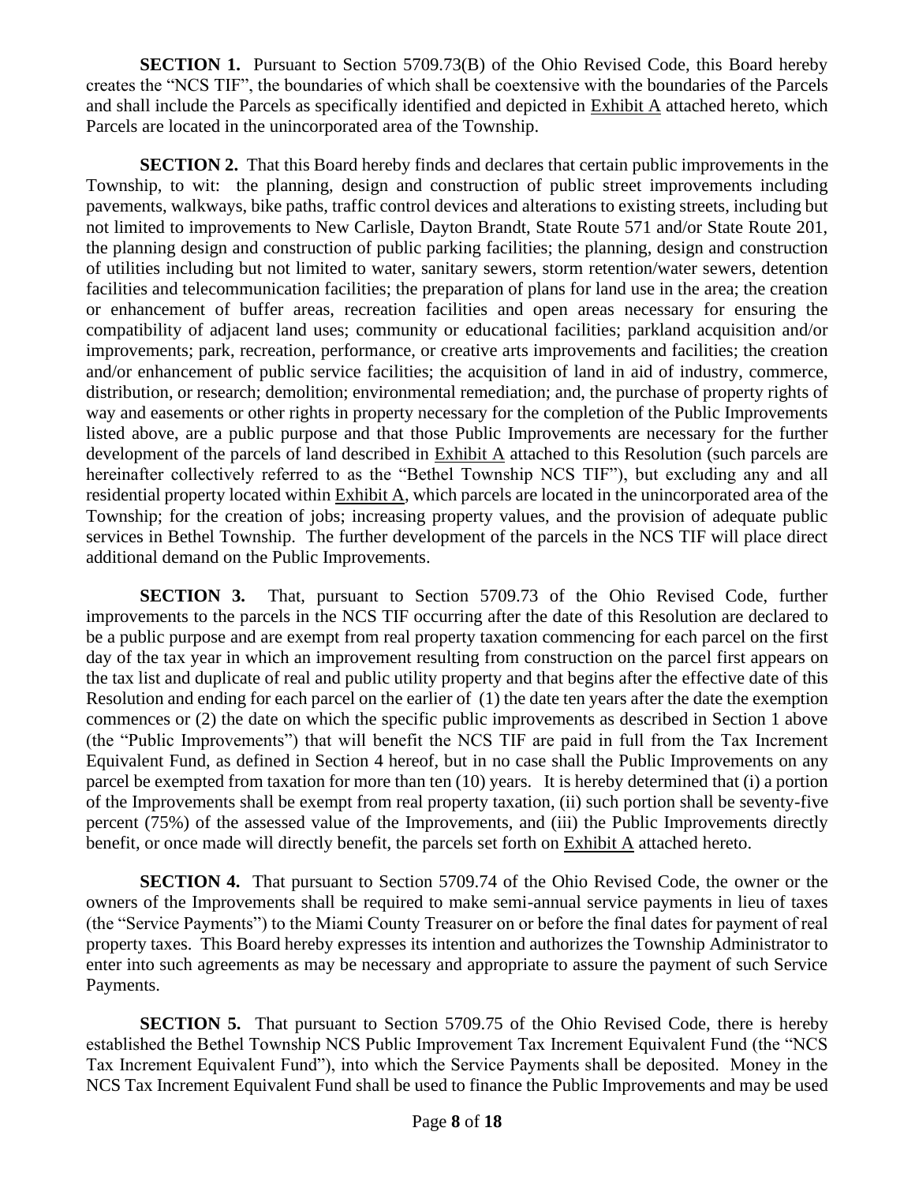**SECTION 1.** Pursuant to Section 5709.73(B) of the Ohio Revised Code, this Board hereby creates the "NCS TIF", the boundaries of which shall be coextensive with the boundaries of the Parcels and shall include the Parcels as specifically identified and depicted in Exhibit A attached hereto, which Parcels are located in the unincorporated area of the Township.

**SECTION 2.** That this Board hereby finds and declares that certain public improvements in the Township, to wit: the planning, design and construction of public street improvements including pavements, walkways, bike paths, traffic control devices and alterations to existing streets, including but not limited to improvements to New Carlisle, Dayton Brandt, State Route 571 and/or State Route 201, the planning design and construction of public parking facilities; the planning, design and construction of utilities including but not limited to water, sanitary sewers, storm retention/water sewers, detention facilities and telecommunication facilities; the preparation of plans for land use in the area; the creation or enhancement of buffer areas, recreation facilities and open areas necessary for ensuring the compatibility of adjacent land uses; community or educational facilities; parkland acquisition and/or improvements; park, recreation, performance, or creative arts improvements and facilities; the creation and/or enhancement of public service facilities; the acquisition of land in aid of industry, commerce, distribution, or research; demolition; environmental remediation; and, the purchase of property rights of way and easements or other rights in property necessary for the completion of the Public Improvements listed above, are a public purpose and that those Public Improvements are necessary for the further development of the parcels of land described in Exhibit A attached to this Resolution (such parcels are hereinafter collectively referred to as the "Bethel Township NCS TIF"), but excluding any and all residential property located within Exhibit A, which parcels are located in the unincorporated area of the Township; for the creation of jobs; increasing property values, and the provision of adequate public services in Bethel Township. The further development of the parcels in the NCS TIF will place direct additional demand on the Public Improvements.

**SECTION 3.** That, pursuant to Section 5709.73 of the Ohio Revised Code, further improvements to the parcels in the NCS TIF occurring after the date of this Resolution are declared to be a public purpose and are exempt from real property taxation commencing for each parcel on the first day of the tax year in which an improvement resulting from construction on the parcel first appears on the tax list and duplicate of real and public utility property and that begins after the effective date of this Resolution and ending for each parcel on the earlier of (1) the date ten years after the date the exemption commences or (2) the date on which the specific public improvements as described in Section 1 above (the "Public Improvements") that will benefit the NCS TIF are paid in full from the Tax Increment Equivalent Fund, as defined in Section 4 hereof, but in no case shall the Public Improvements on any parcel be exempted from taxation for more than ten (10) years. It is hereby determined that (i) a portion of the Improvements shall be exempt from real property taxation, (ii) such portion shall be seventy-five percent (75%) of the assessed value of the Improvements, and (iii) the Public Improvements directly benefit, or once made will directly benefit, the parcels set forth on Exhibit A attached hereto.

**SECTION 4.** That pursuant to Section 5709.74 of the Ohio Revised Code, the owner or the owners of the Improvements shall be required to make semi-annual service payments in lieu of taxes (the "Service Payments") to the Miami County Treasurer on or before the final dates for payment of real property taxes. This Board hereby expresses its intention and authorizes the Township Administrator to enter into such agreements as may be necessary and appropriate to assure the payment of such Service Payments.

**SECTION 5.** That pursuant to Section 5709.75 of the Ohio Revised Code, there is hereby established the Bethel Township NCS Public Improvement Tax Increment Equivalent Fund (the "NCS Tax Increment Equivalent Fund"), into which the Service Payments shall be deposited. Money in the NCS Tax Increment Equivalent Fund shall be used to finance the Public Improvements and may be used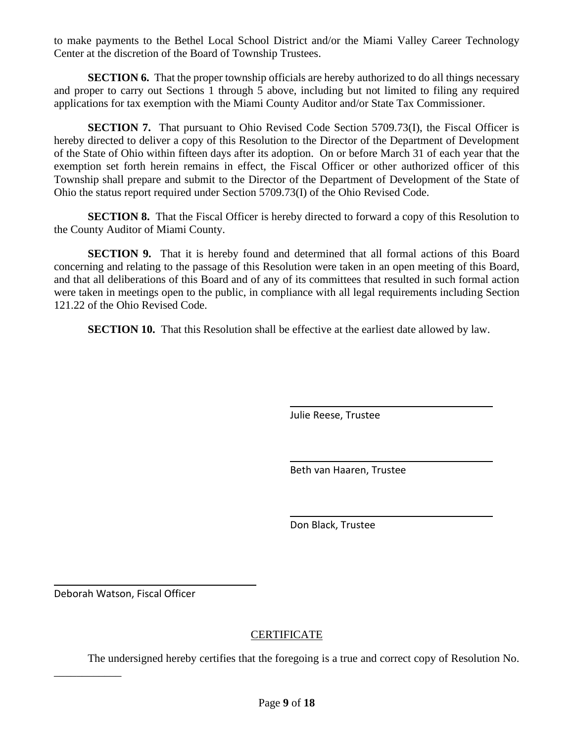to make payments to the Bethel Local School District and/or the Miami Valley Career Technology Center at the discretion of the Board of Township Trustees.

**SECTION 6.** That the proper township officials are hereby authorized to do all things necessary and proper to carry out Sections 1 through 5 above, including but not limited to filing any required applications for tax exemption with the Miami County Auditor and/or State Tax Commissioner.

**SECTION 7.** That pursuant to Ohio Revised Code Section 5709.73(I), the Fiscal Officer is hereby directed to deliver a copy of this Resolution to the Director of the Department of Development of the State of Ohio within fifteen days after its adoption. On or before March 31 of each year that the exemption set forth herein remains in effect, the Fiscal Officer or other authorized officer of this Township shall prepare and submit to the Director of the Department of Development of the State of Ohio the status report required under Section 5709.73(I) of the Ohio Revised Code.

**SECTION 8.** That the Fiscal Officer is hereby directed to forward a copy of this Resolution to the County Auditor of Miami County.

**SECTION 9.** That it is hereby found and determined that all formal actions of this Board concerning and relating to the passage of this Resolution were taken in an open meeting of this Board, and that all deliberations of this Board and of any of its committees that resulted in such formal action were taken in meetings open to the public, in compliance with all legal requirements including Section 121.22 of the Ohio Revised Code.

**SECTION 10.** That this Resolution shall be effective at the earliest date allowed by law.

\_\_\_\_\_\_\_\_\_\_\_\_\_\_\_\_\_\_\_\_\_\_\_\_\_\_\_\_\_\_\_\_
Julie Reese, Trustee

\_\_\_\_\_\_\_\_\_\_\_\_\_\_\_\_\_\_\_\_\_\_\_\_\_\_\_\_\_\_\_\_
Beth van Haaren, Trustee

\_\_\_\_\_\_\_\_\_\_\_\_\_\_\_\_\_\_\_\_\_\_\_\_\_\_\_\_\_\_\_\_
Don Black, Trustee

\_\_\_\_\_\_\_\_\_\_\_\_\_\_\_\_\_\_\_\_\_\_\_\_\_\_\_\_\_\_\_\_
Deborah Watson, Fiscal Officer

## CERTIFICATE

The undersigned hereby certifies that the foregoing is a true and correct copy of Resolution No. \_\_\_\_\_\_\_\_\_\_\_\_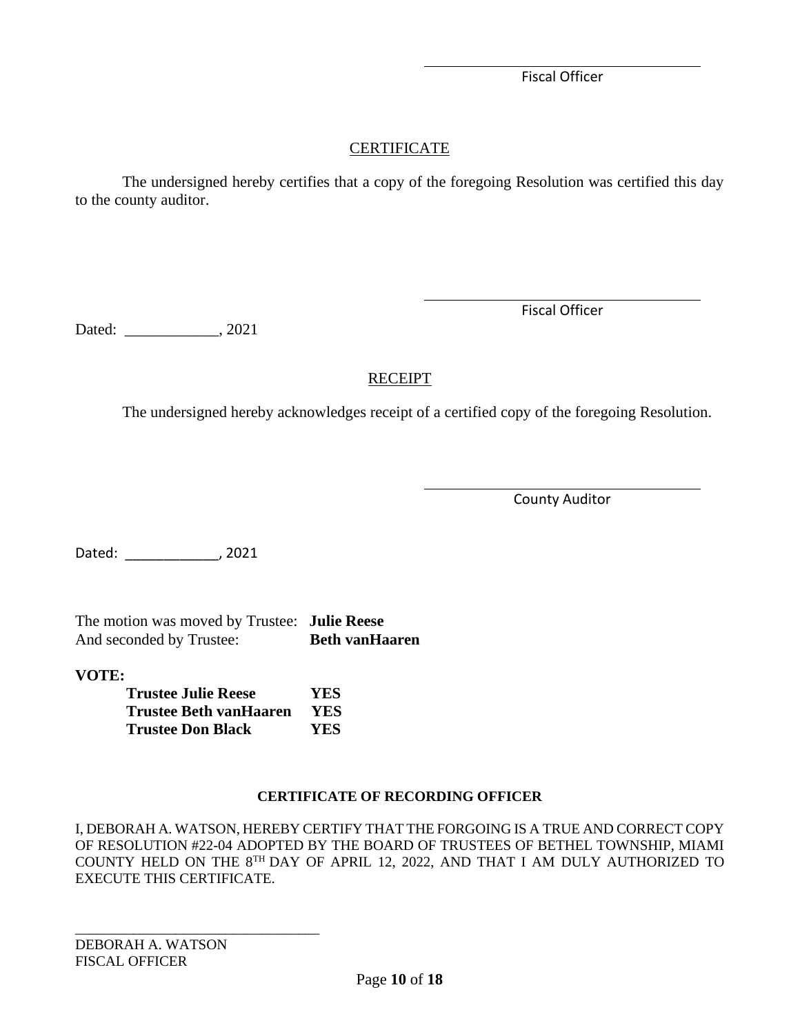\_\_\_\_\_\_\_\_\_\_\_\_\_\_\_\_\_\_\_\_\_\_\_\_\_\_\_\_\_\_\_\_\_\_\_\_
Fiscal Officer

## CERTIFICATE

The undersigned hereby certifies that a copy of the foregoing Resolution was certified this day to the county auditor.

\_\_\_\_\_\_\_\_\_\_\_\_\_\_\_\_\_\_\_\_\_\_\_\_\_\_\_\_\_\_\_\_\_\_\_\_
Fiscal Officer

Dated: \_\_\_\_\_\_\_\_\_\_\_\_, 2021

## RECEIPT

The undersigned hereby acknowledges receipt of a certified copy of the foregoing Resolution.

\_\_\_\_\_\_\_\_\_\_\_\_\_\_\_\_\_\_\_\_\_\_\_\_\_\_\_\_\_\_\_\_\_\_\_\_
County Auditor

Dated: \_\_\_\_\_\_\_\_\_\_\_\_, 2021

The motion was moved by Trustee: **Julie Reese**
And seconded by Trustee: **Beth vanHaaren**

**VOTE:**

| | |
|---|---|
| **Trustee Julie Reese** | **YES** |
| **Trustee Beth vanHaaren** | **YES** |
| **Trustee Don Black** | **YES** |

**CERTIFICATE OF RECORDING OFFICER**

I, DEBORAH A. WATSON, HEREBY CERTIFY THAT THE FORGOING IS A TRUE AND CORRECT COPY OF RESOLUTION #22-04 ADOPTED BY THE BOARD OF TRUSTEES OF BETHEL TOWNSHIP, MIAMI COUNTY HELD ON THE 8TH DAY OF APRIL 12, 2022, AND THAT I AM DULY AUTHORIZED TO EXECUTE THIS CERTIFICATE.

\_\_\_\_\_\_\_\_\_\_\_\_\_\_\_\_\_\_\_\_\_\_\_\_\_\_\_\_\_\_\_\_\_\_\_\_
DEBORAH A. WATSON
FISCAL OFFICER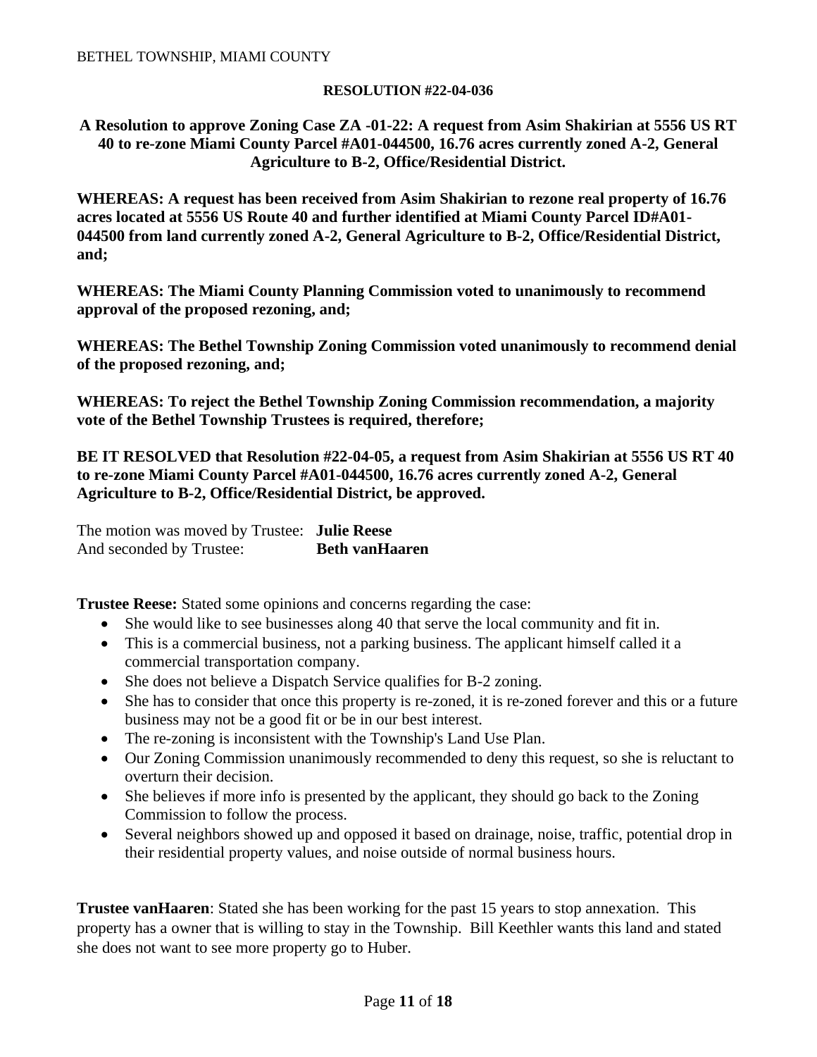BETHEL TOWNSHIP, MIAMI COUNTY

**RESOLUTION #22-04-036**

**A Resolution to approve Zoning Case ZA -01-22: A request from Asim Shakirian at 5556 US RT 40 to re-zone Miami County Parcel #A01-044500, 16.76 acres currently zoned A-2, General Agriculture to B-2, Office/Residential District.**

**WHEREAS: A request has been received from Asim Shakirian to rezone real property of 16.76 acres located at 5556 US Route 40 and further identified at Miami County Parcel ID#A01-044500 from land currently zoned A-2, General Agriculture to B-2, Office/Residential District, and;**

**WHEREAS: The Miami County Planning Commission voted to unanimously to recommend approval of the proposed rezoning, and;**

**WHEREAS: The Bethel Township Zoning Commission voted unanimously to recommend denial of the proposed rezoning, and;**

**WHEREAS: To reject the Bethel Township Zoning Commission recommendation, a majority vote of the Bethel Township Trustees is required, therefore;**

**BE IT RESOLVED that Resolution #22-04-05, a request from Asim Shakirian at 5556 US RT 40 to re-zone Miami County Parcel #A01-044500, 16.76 acres currently zoned A-2, General Agriculture to B-2, Office/Residential District, be approved.**

The motion was moved by Trustee: **Julie Reese**
And seconded by Trustee: **Beth vanHaaren**

**Trustee Reese:** Stated some opinions and concerns regarding the case:

- She would like to see businesses along 40 that serve the local community and fit in.
- This is a commercial business, not a parking business. The applicant himself called it a commercial transportation company.
- She does not believe a Dispatch Service qualifies for B-2 zoning.
- She has to consider that once this property is re-zoned, it is re-zoned forever and this or a future business may not be a good fit or be in our best interest.
- The re-zoning is inconsistent with the Township's Land Use Plan.
- Our Zoning Commission unanimously recommended to deny this request, so she is reluctant to overturn their decision.
- She believes if more info is presented by the applicant, they should go back to the Zoning Commission to follow the process.
- Several neighbors showed up and opposed it based on drainage, noise, traffic, potential drop in their residential property values, and noise outside of normal business hours.

**Trustee vanHaaren**: Stated she has been working for the past 15 years to stop annexation. This property has a owner that is willing to stay in the Township. Bill Keethler wants this land and stated she does not want to see more property go to Huber.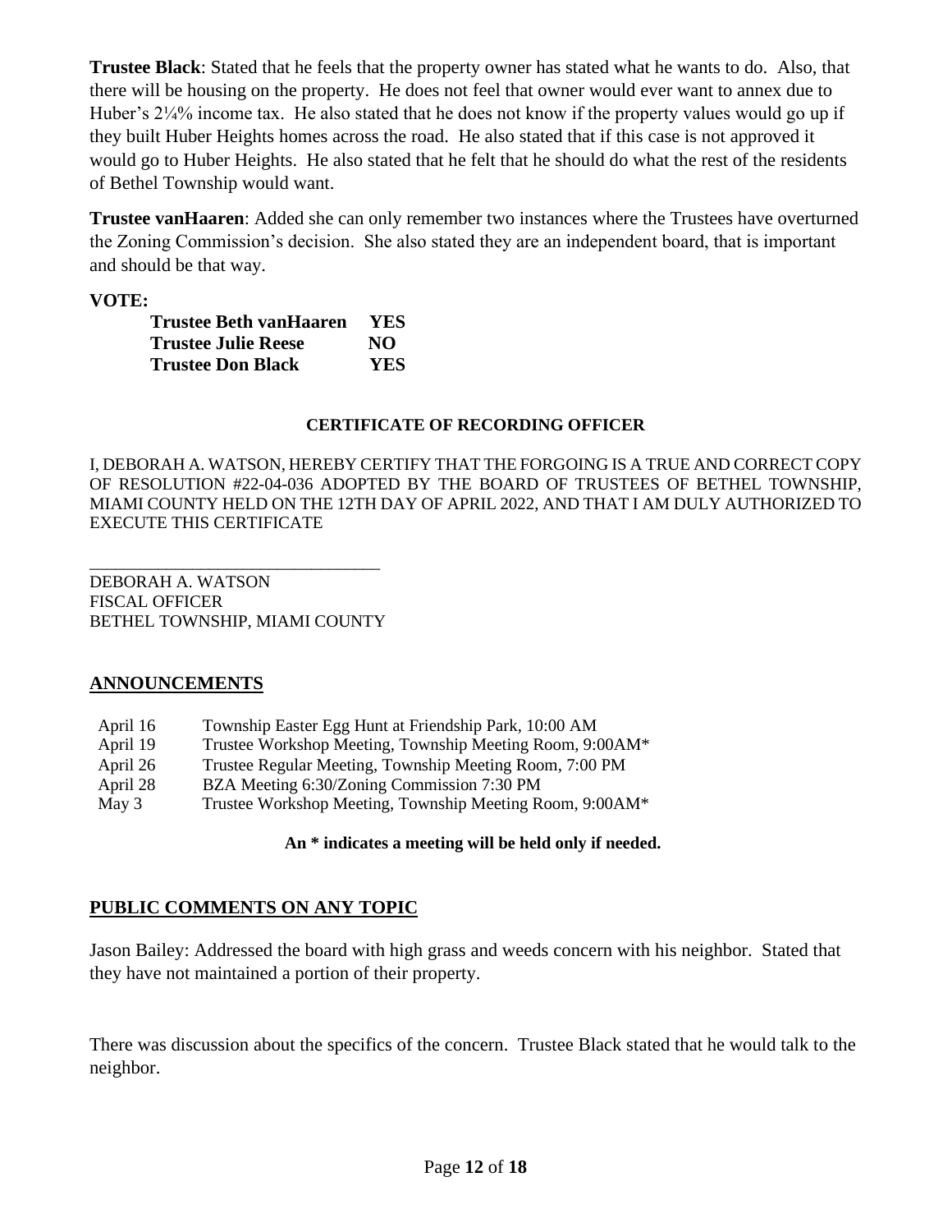**Trustee Black**: Stated that he feels that the property owner has stated what he wants to do. Also, that there will be housing on the property. He does not feel that owner would ever want to annex due to Huber's 2¼% income tax. He also stated that he does not know if the property values would go up if they built Huber Heights homes across the road. He also stated that if this case is not approved it would go to Huber Heights. He also stated that he felt that he should do what the rest of the residents of Bethel Township would want.

**Trustee vanHaaren**: Added she can only remember two instances where the Trustees have overturned the Zoning Commission's decision. She also stated they are an independent board, that is important and should be that way.

**VOTE:**

| | |
|---|---|
| **Trustee Beth vanHaaren** | **YES** |
| **Trustee Julie Reese** | **NO** |
| **Trustee Don Black** | **YES** |

**CERTIFICATE OF RECORDING OFFICER**

I, DEBORAH A. WATSON, HEREBY CERTIFY THAT THE FORGOING IS A TRUE AND CORRECT COPY OF RESOLUTION #22-04-036 ADOPTED BY THE BOARD OF TRUSTEES OF BETHEL TOWNSHIP, MIAMI COUNTY HELD ON THE 12TH DAY OF APRIL 2022, AND THAT I AM DULY AUTHORIZED TO EXECUTE THIS CERTIFICATE

\_\_\_\_\_\_\_\_\_\_\_\_\_\_\_\_\_\_\_\_\_\_\_\_\_\_\_\_\_\_\_\_\_\_\_
DEBORAH A. WATSON
FISCAL OFFICER
BETHEL TOWNSHIP, MIAMI COUNTY

## ANNOUNCEMENTS

| | |
|---|---|
| April 16 | Township Easter Egg Hunt at Friendship Park, 10:00 AM |
| April 19 | Trustee Workshop Meeting, Township Meeting Room, 9:00AM* |
| April 26 | Trustee Regular Meeting, Township Meeting Room, 7:00 PM |
| April 28 | BZA Meeting 6:30/Zoning Commission 7:30 PM |
| May 3 | Trustee Workshop Meeting, Township Meeting Room, 9:00AM* |

**An * indicates a meeting will be held only if needed.**

## PUBLIC COMMENTS ON ANY TOPIC

Jason Bailey: Addressed the board with high grass and weeds concern with his neighbor. Stated that they have not maintained a portion of their property.

There was discussion about the specifics of the concern. Trustee Black stated that he would talk to the neighbor.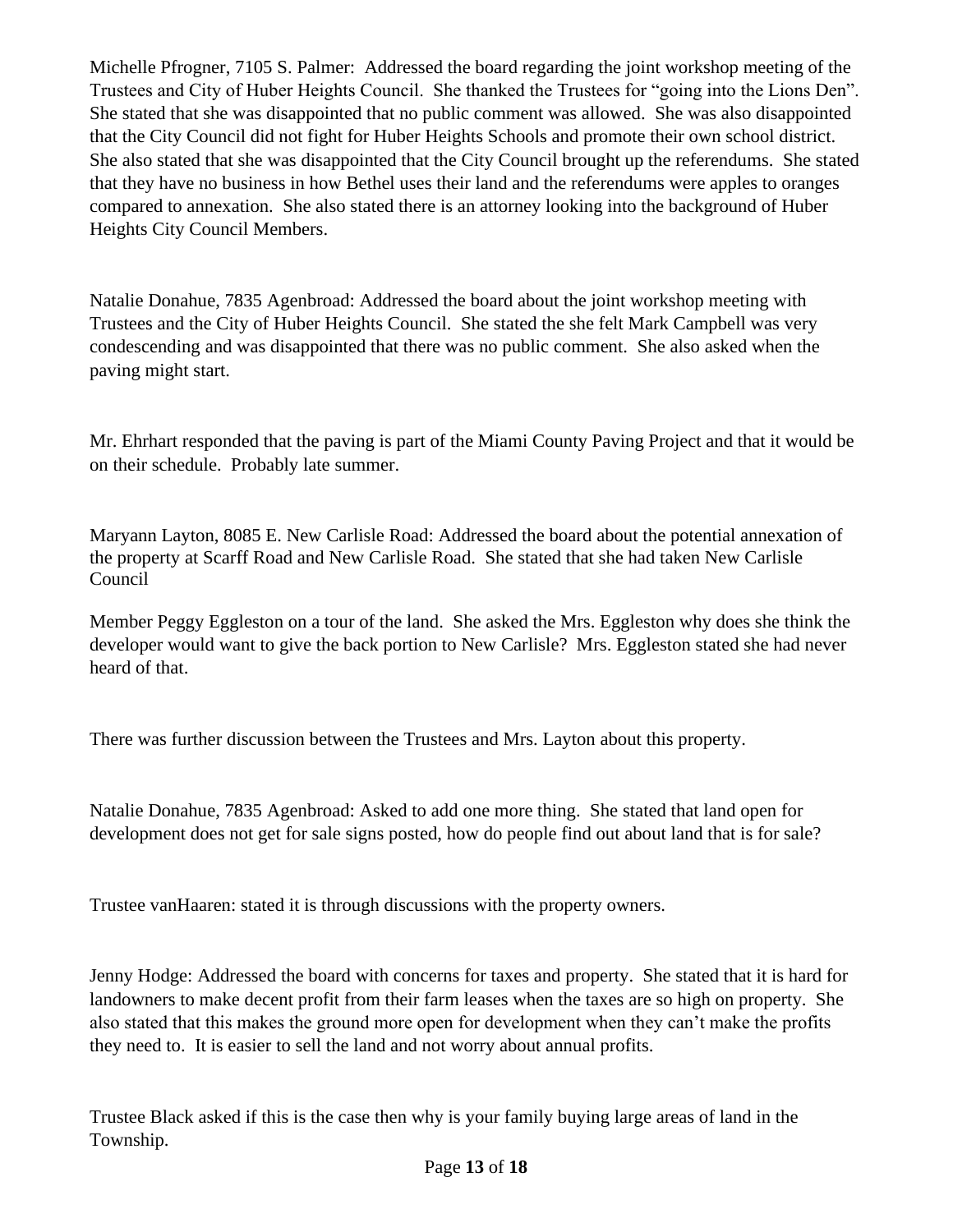Michelle Pfrogner, 7105 S. Palmer: Addressed the board regarding the joint workshop meeting of the Trustees and City of Huber Heights Council. She thanked the Trustees for "going into the Lions Den". She stated that she was disappointed that no public comment was allowed. She was also disappointed that the City Council did not fight for Huber Heights Schools and promote their own school district. She also stated that she was disappointed that the City Council brought up the referendums. She stated that they have no business in how Bethel uses their land and the referendums were apples to oranges compared to annexation. She also stated there is an attorney looking into the background of Huber Heights City Council Members.

Natalie Donahue, 7835 Agenbroad: Addressed the board about the joint workshop meeting with Trustees and the City of Huber Heights Council. She stated the she felt Mark Campbell was very condescending and was disappointed that there was no public comment. She also asked when the paving might start.

Mr. Ehrhart responded that the paving is part of the Miami County Paving Project and that it would be on their schedule. Probably late summer.

Maryann Layton, 8085 E. New Carlisle Road: Addressed the board about the potential annexation of the property at Scarff Road and New Carlisle Road. She stated that she had taken New Carlisle Council

Member Peggy Eggleston on a tour of the land. She asked the Mrs. Eggleston why does she think the developer would want to give the back portion to New Carlisle? Mrs. Eggleston stated she had never heard of that.

There was further discussion between the Trustees and Mrs. Layton about this property.

Natalie Donahue, 7835 Agenbroad: Asked to add one more thing. She stated that land open for development does not get for sale signs posted, how do people find out about land that is for sale?

Trustee vanHaaren: stated it is through discussions with the property owners.

Jenny Hodge: Addressed the board with concerns for taxes and property. She stated that it is hard for landowners to make decent profit from their farm leases when the taxes are so high on property. She also stated that this makes the ground more open for development when they can't make the profits they need to. It is easier to sell the land and not worry about annual profits.

Trustee Black asked if this is the case then why is your family buying large areas of land in the Township.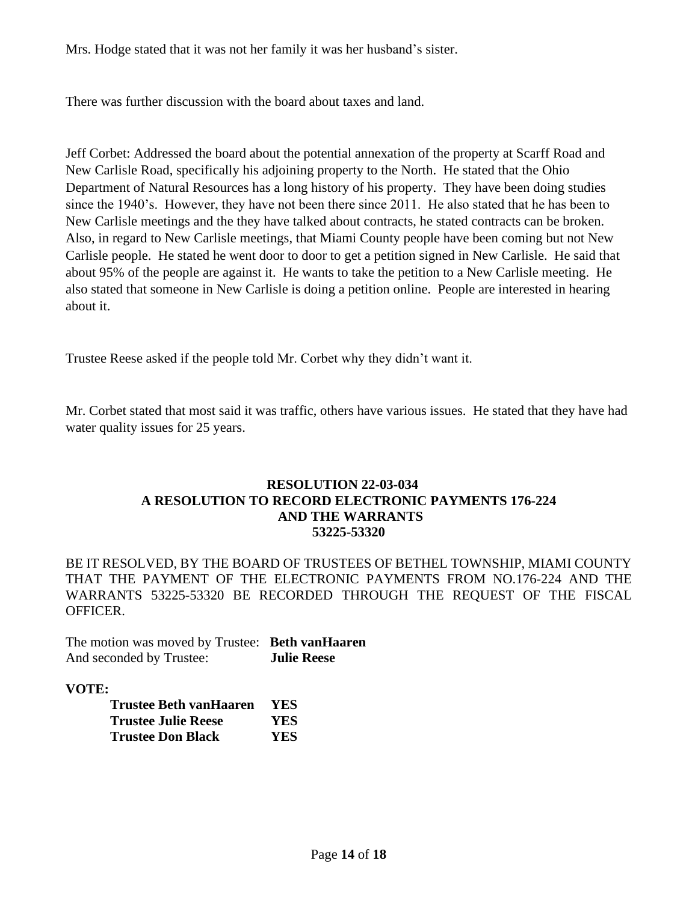Mrs. Hodge stated that it was not her family it was her husband's sister.

There was further discussion with the board about taxes and land.

Jeff Corbet: Addressed the board about the potential annexation of the property at Scarff Road and New Carlisle Road, specifically his adjoining property to the North. He stated that the Ohio Department of Natural Resources has a long history of his property. They have been doing studies since the 1940's. However, they have not been there since 2011. He also stated that he has been to New Carlisle meetings and the they have talked about contracts, he stated contracts can be broken. Also, in regard to New Carlisle meetings, that Miami County people have been coming but not New Carlisle people. He stated he went door to door to get a petition signed in New Carlisle. He said that about 95% of the people are against it. He wants to take the petition to a New Carlisle meeting. He also stated that someone in New Carlisle is doing a petition online. People are interested in hearing about it.

Trustee Reese asked if the people told Mr. Corbet why they didn't want it.

Mr. Corbet stated that most said it was traffic, others have various issues. He stated that they have had water quality issues for 25 years.

**RESOLUTION 22-03-034**
**A RESOLUTION TO RECORD ELECTRONIC PAYMENTS 176-224**
**AND THE WARRANTS**
**53225-53320**

BE IT RESOLVED, BY THE BOARD OF TRUSTEES OF BETHEL TOWNSHIP, MIAMI COUNTY THAT THE PAYMENT OF THE ELECTRONIC PAYMENTS FROM NO.176-224 AND THE WARRANTS 53225-53320 BE RECORDED THROUGH THE REQUEST OF THE FISCAL OFFICER.

The motion was moved by Trustee: **Beth vanHaaren**
And seconded by Trustee: **Julie Reese**

**VOTE:**

| | |
|---|---|
| **Trustee Beth vanHaaren** | **YES** |
| **Trustee Julie Reese** | **YES** |
| **Trustee Don Black** | **YES** |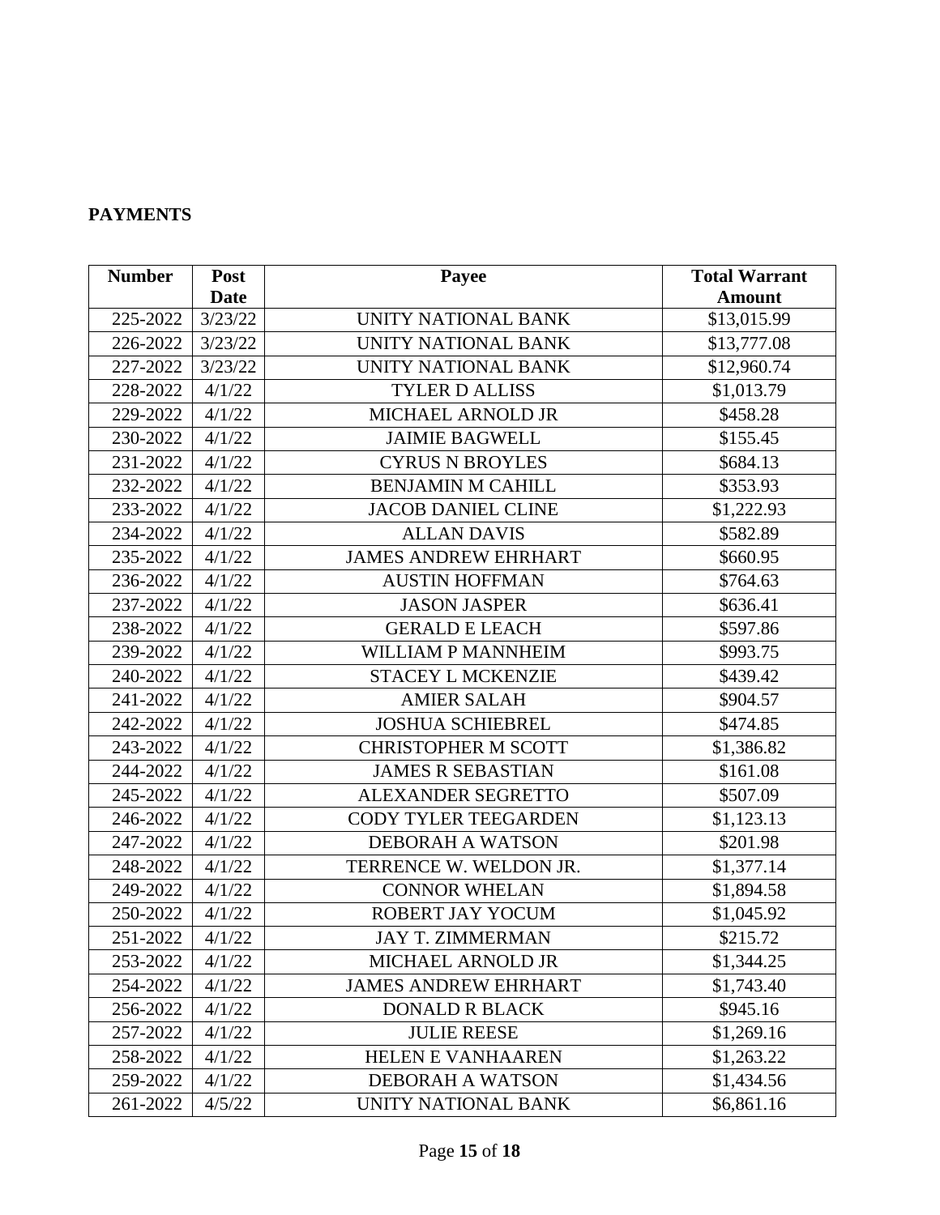**PAYMENTS**

| Number | Post Date | Payee | Total Warrant Amount |
|---|---|---|---|
| 225-2022 | 3/23/22 | UNITY NATIONAL BANK | $13,015.99 |
| 226-2022 | 3/23/22 | UNITY NATIONAL BANK | $13,777.08 |
| 227-2022 | 3/23/22 | UNITY NATIONAL BANK | $12,960.74 |
| 228-2022 | 4/1/22 | TYLER D ALLISS | $1,013.79 |
| 229-2022 | 4/1/22 | MICHAEL ARNOLD JR | $458.28 |
| 230-2022 | 4/1/22 | JAIMIE BAGWELL | $155.45 |
| 231-2022 | 4/1/22 | CYRUS N BROYLES | $684.13 |
| 232-2022 | 4/1/22 | BENJAMIN M CAHILL | $353.93 |
| 233-2022 | 4/1/22 | JACOB DANIEL CLINE | $1,222.93 |
| 234-2022 | 4/1/22 | ALLAN DAVIS | $582.89 |
| 235-2022 | 4/1/22 | JAMES ANDREW EHRHART | $660.95 |
| 236-2022 | 4/1/22 | AUSTIN HOFFMAN | $764.63 |
| 237-2022 | 4/1/22 | JASON JASPER | $636.41 |
| 238-2022 | 4/1/22 | GERALD E LEACH | $597.86 |
| 239-2022 | 4/1/22 | WILLIAM P MANNHEIM | $993.75 |
| 240-2022 | 4/1/22 | STACEY L MCKENZIE | $439.42 |
| 241-2022 | 4/1/22 | AMIER SALAH | $904.57 |
| 242-2022 | 4/1/22 | JOSHUA SCHIEBREL | $474.85 |
| 243-2022 | 4/1/22 | CHRISTOPHER M SCOTT | $1,386.82 |
| 244-2022 | 4/1/22 | JAMES R SEBASTIAN | $161.08 |
| 245-2022 | 4/1/22 | ALEXANDER SEGRETTO | $507.09 |
| 246-2022 | 4/1/22 | CODY TYLER TEEGARDEN | $1,123.13 |
| 247-2022 | 4/1/22 | DEBORAH A WATSON | $201.98 |
| 248-2022 | 4/1/22 | TERRENCE W. WELDON JR. | $1,377.14 |
| 249-2022 | 4/1/22 | CONNOR WHELAN | $1,894.58 |
| 250-2022 | 4/1/22 | ROBERT JAY YOCUM | $1,045.92 |
| 251-2022 | 4/1/22 | JAY T. ZIMMERMAN | $215.72 |
| 253-2022 | 4/1/22 | MICHAEL ARNOLD JR | $1,344.25 |
| 254-2022 | 4/1/22 | JAMES ANDREW EHRHART | $1,743.40 |
| 256-2022 | 4/1/22 | DONALD R BLACK | $945.16 |
| 257-2022 | 4/1/22 | JULIE REESE | $1,269.16 |
| 258-2022 | 4/1/22 | HELEN E VANHAAREN | $1,263.22 |
| 259-2022 | 4/1/22 | DEBORAH A WATSON | $1,434.56 |
| 261-2022 | 4/5/22 | UNITY NATIONAL BANK | $6,861.16 |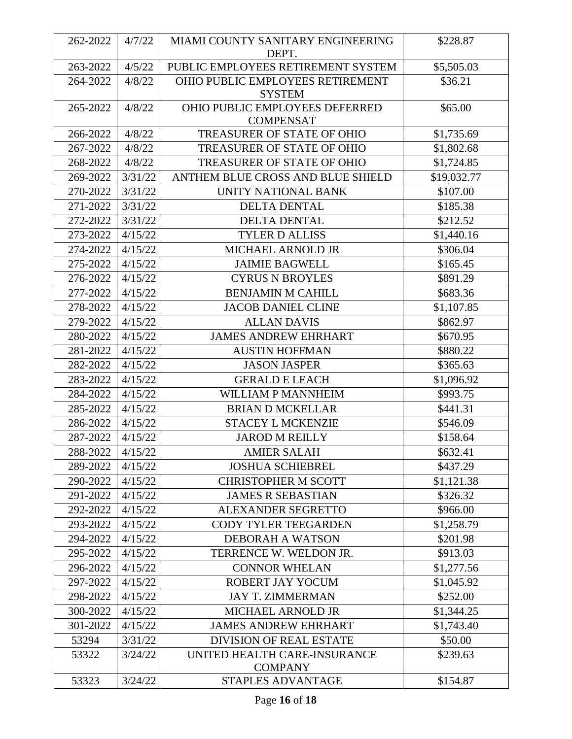| 262-2022 | 4/7/22 | MIAMI COUNTY SANITARY ENGINEERING DEPT. | $228.87 |
|---|---|---|---|
| 263-2022 | 4/5/22 | PUBLIC EMPLOYEES RETIREMENT SYSTEM | $5,505.03 |
| 264-2022 | 4/8/22 | OHIO PUBLIC EMPLOYEES RETIREMENT SYSTEM | $36.21 |
| 265-2022 | 4/8/22 | OHIO PUBLIC EMPLOYEES DEFERRED COMPENSAT | $65.00 |
| 266-2022 | 4/8/22 | TREASURER OF STATE OF OHIO | $1,735.69 |
| 267-2022 | 4/8/22 | TREASURER OF STATE OF OHIO | $1,802.68 |
| 268-2022 | 4/8/22 | TREASURER OF STATE OF OHIO | $1,724.85 |
| 269-2022 | 3/31/22 | ANTHEM BLUE CROSS AND BLUE SHIELD | $19,032.77 |
| 270-2022 | 3/31/22 | UNITY NATIONAL BANK | $107.00 |
| 271-2022 | 3/31/22 | DELTA DENTAL | $185.38 |
| 272-2022 | 3/31/22 | DELTA DENTAL | $212.52 |
| 273-2022 | 4/15/22 | TYLER D ALLISS | $1,440.16 |
| 274-2022 | 4/15/22 | MICHAEL ARNOLD JR | $306.04 |
| 275-2022 | 4/15/22 | JAIMIE BAGWELL | $165.45 |
| 276-2022 | 4/15/22 | CYRUS N BROYLES | $891.29 |
| 277-2022 | 4/15/22 | BENJAMIN M CAHILL | $683.36 |
| 278-2022 | 4/15/22 | JACOB DANIEL CLINE | $1,107.85 |
| 279-2022 | 4/15/22 | ALLAN DAVIS | $862.97 |
| 280-2022 | 4/15/22 | JAMES ANDREW EHRHART | $670.95 |
| 281-2022 | 4/15/22 | AUSTIN HOFFMAN | $880.22 |
| 282-2022 | 4/15/22 | JASON JASPER | $365.63 |
| 283-2022 | 4/15/22 | GERALD E LEACH | $1,096.92 |
| 284-2022 | 4/15/22 | WILLIAM P MANNHEIM | $993.75 |
| 285-2022 | 4/15/22 | BRIAN D MCKELLAR | $441.31 |
| 286-2022 | 4/15/22 | STACEY L MCKENZIE | $546.09 |
| 287-2022 | 4/15/22 | JAROD M REILLY | $158.64 |
| 288-2022 | 4/15/22 | AMIER SALAH | $632.41 |
| 289-2022 | 4/15/22 | JOSHUA SCHIEBREL | $437.29 |
| 290-2022 | 4/15/22 | CHRISTOPHER M SCOTT | $1,121.38 |
| 291-2022 | 4/15/22 | JAMES R SEBASTIAN | $326.32 |
| 292-2022 | 4/15/22 | ALEXANDER SEGRETTO | $966.00 |
| 293-2022 | 4/15/22 | CODY TYLER TEEGARDEN | $1,258.79 |
| 294-2022 | 4/15/22 | DEBORAH A WATSON | $201.98 |
| 295-2022 | 4/15/22 | TERRENCE W. WELDON JR. | $913.03 |
| 296-2022 | 4/15/22 | CONNOR WHELAN | $1,277.56 |
| 297-2022 | 4/15/22 | ROBERT JAY YOCUM | $1,045.92 |
| 298-2022 | 4/15/22 | JAY T. ZIMMERMAN | $252.00 |
| 300-2022 | 4/15/22 | MICHAEL ARNOLD JR | $1,344.25 |
| 301-2022 | 4/15/22 | JAMES ANDREW EHRHART | $1,743.40 |
| 53294 | 3/31/22 | DIVISION OF REAL ESTATE | $50.00 |
| 53322 | 3/24/22 | UNITED HEALTH CARE-INSURANCE COMPANY | $239.63 |
| 53323 | 3/24/22 | STAPLES ADVANTAGE | $154.87 |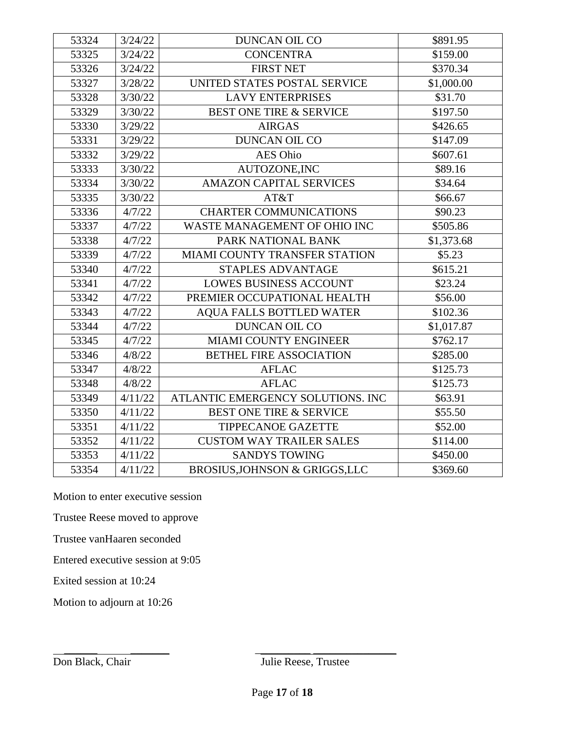| 53324 | 3/24/22 | DUNCAN OIL CO | $891.95 |
|---|---|---|---|
| 53325 | 3/24/22 | CONCENTRA | $159.00 |
| 53326 | 3/24/22 | FIRST NET | $370.34 |
| 53327 | 3/28/22 | UNITED STATES POSTAL SERVICE | $1,000.00 |
| 53328 | 3/30/22 | LAVY ENTERPRISES | $31.70 |
| 53329 | 3/30/22 | BEST ONE TIRE & SERVICE | $197.50 |
| 53330 | 3/29/22 | AIRGAS | $426.65 |
| 53331 | 3/29/22 | DUNCAN OIL CO | $147.09 |
| 53332 | 3/29/22 | AES Ohio | $607.61 |
| 53333 | 3/30/22 | AUTOZONE,INC | $89.16 |
| 53334 | 3/30/22 | AMAZON CAPITAL SERVICES | $34.64 |
| 53335 | 3/30/22 | AT&T | $66.67 |
| 53336 | 4/7/22 | CHARTER COMMUNICATIONS | $90.23 |
| 53337 | 4/7/22 | WASTE MANAGEMENT OF OHIO INC | $505.86 |
| 53338 | 4/7/22 | PARK NATIONAL BANK | $1,373.68 |
| 53339 | 4/7/22 | MIAMI COUNTY TRANSFER STATION | $5.23 |
| 53340 | 4/7/22 | STAPLES ADVANTAGE | $615.21 |
| 53341 | 4/7/22 | LOWES BUSINESS ACCOUNT | $23.24 |
| 53342 | 4/7/22 | PREMIER OCCUPATIONAL HEALTH | $56.00 |
| 53343 | 4/7/22 | AQUA FALLS BOTTLED WATER | $102.36 |
| 53344 | 4/7/22 | DUNCAN OIL CO | $1,017.87 |
| 53345 | 4/7/22 | MIAMI COUNTY ENGINEER | $762.17 |
| 53346 | 4/8/22 | BETHEL FIRE ASSOCIATION | $285.00 |
| 53347 | 4/8/22 | AFLAC | $125.73 |
| 53348 | 4/8/22 | AFLAC | $125.73 |
| 53349 | 4/11/22 | ATLANTIC EMERGENCY SOLUTIONS. INC | $63.91 |
| 53350 | 4/11/22 | BEST ONE TIRE & SERVICE | $55.50 |
| 53351 | 4/11/22 | TIPPECANOE GAZETTE | $52.00 |
| 53352 | 4/11/22 | CUSTOM WAY TRAILER SALES | $114.00 |
| 53353 | 4/11/22 | SANDYS TOWING | $450.00 |
| 53354 | 4/11/22 | BROSIUS,JOHNSON & GRIGGS,LLC | $369.60 |

Motion to enter executive session

Trustee Reese moved to approve

Trustee vanHaaren seconded

Entered executive session at 9:05

Exited session at 10:24

Motion to adjourn at 10:26

______________________ ______________________

Don Black, Chair Julie Reese, Trustee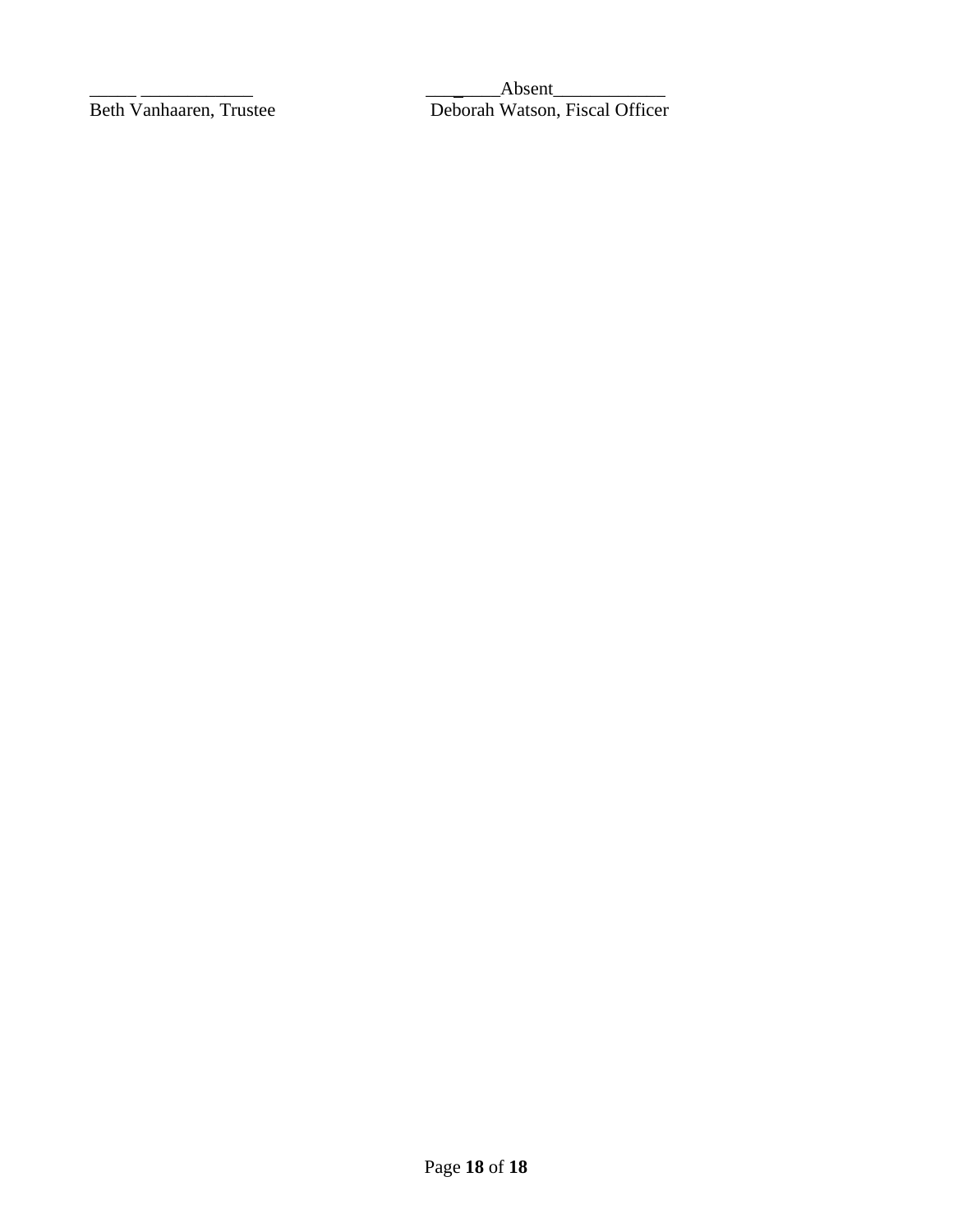_____ ____________ &nbsp;&nbsp;&nbsp;&nbsp;&nbsp;&nbsp;&nbsp;&nbsp;&nbsp;&nbsp;&nbsp;&nbsp;&nbsp;&nbsp;&nbsp;&nbsp;&nbsp;&nbsp;&nbsp;&nbsp; ________Absent____________

Beth Vanhaaren, Trustee &nbsp;&nbsp;&nbsp;&nbsp;&nbsp;&nbsp;&nbsp;&nbsp;&nbsp;&nbsp;&nbsp;&nbsp;&nbsp;&nbsp;&nbsp;&nbsp; Deborah Watson, Fiscal Officer